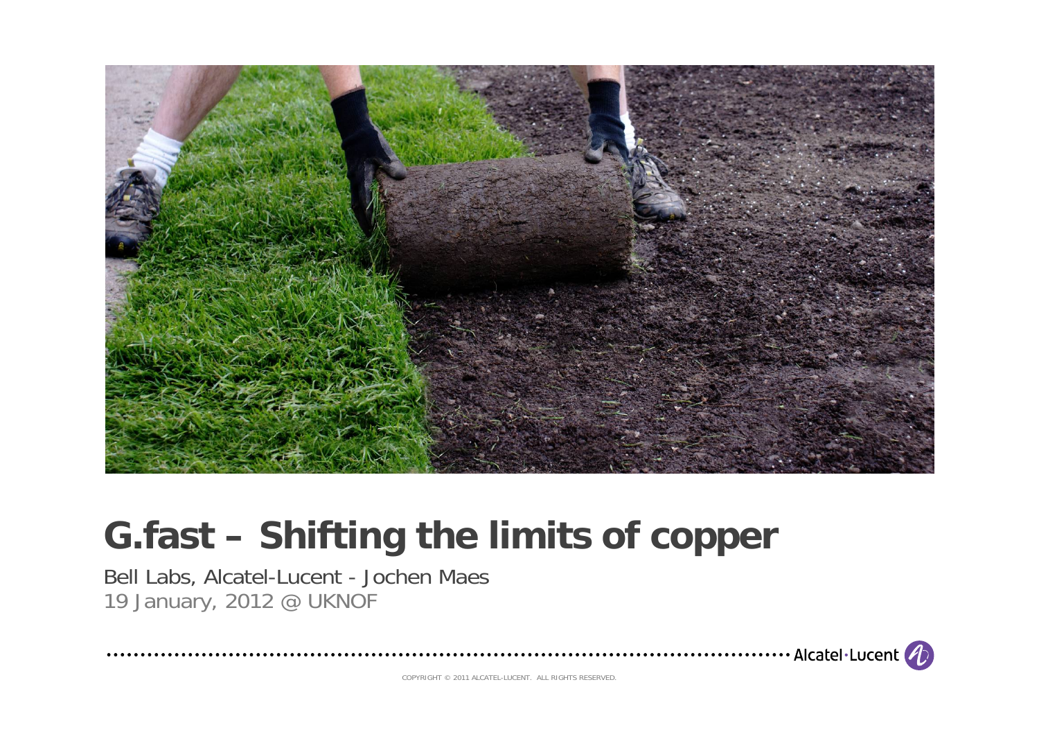# G.fast – Shifting the limits of copper

Bell Labs, Alcatel-Lucent - Jochen Maes

19 January, 2012 @ UKNOF

Alcatel·Lucent

COPYRIGHT © 2011 ALCATEL-LUCENT. ALL RIGHTS RESERVED.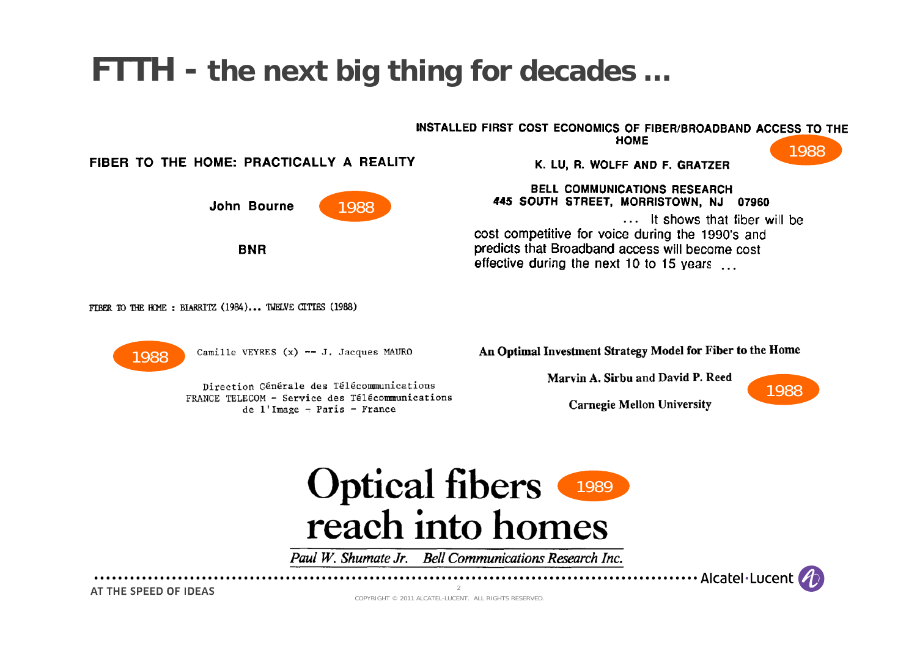# FTTH - the next big thing for decades …

**INSTALLED FIRST COST ECONOMICS OF FIBER/BROADBAND ACCESS TO THE HOME**

1988

**K. LU, R. WOLFF AND F. GRATZER**

**BELL COMMUNICATIONS RESEARCH**
**445 SOUTH STREET, MORRISTOWN, NJ 07960**

… It shows that fiber will be cost competitive for voice during the 1990's and predicts that Broadband access will become cost effective during the next 10 to 15 years …

**FIBER TO THE HOME: PRACTICALLY A REALITY**

**John Bourne** 1988

**BNR**

FIBER TO THE HOME : BIARRITZ (1984)... TWELVE CITIES (1988)

1988 Camille VEYRES (x) -- J. Jacques MAURO

Direction Générale des Télécommunications
FRANCE TELECOM - Service des Télécommunications de l'Image - Paris - France

**An Optimal Investment Strategy Model for Fiber to the Home**

Marvin A. Sirbu and David P. Reed

Carnegie Mellon University

1988

# Optical fibers reach into homes

1989

*Paul W. Shumate Jr. Bell Communications Research Inc.*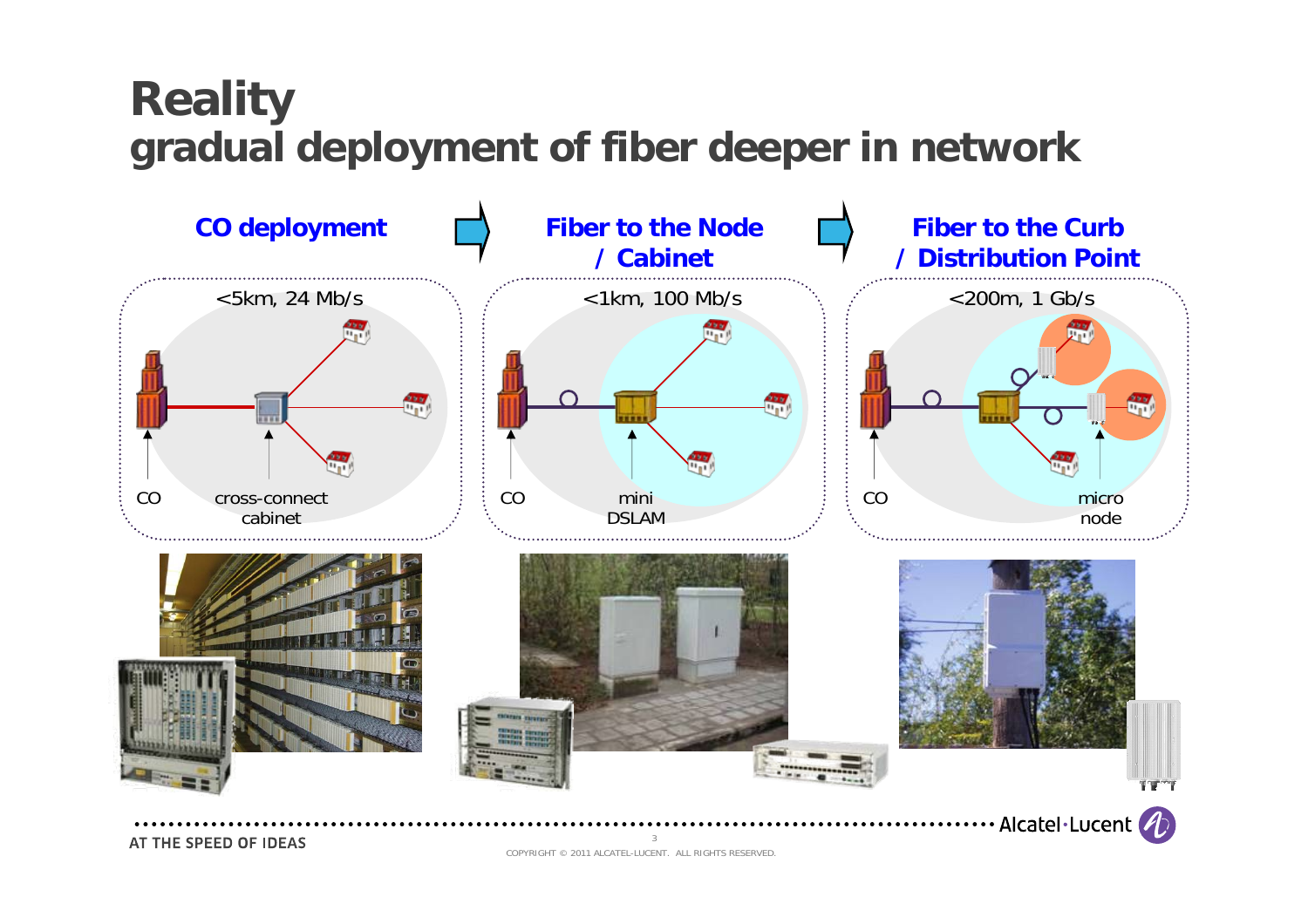# Reality
## gradual deployment of fiber deeper in network

**CO deployment**

<5km, 24 Mb/s

CO

cross-connect cabinet

**Fiber to the Node / Cabinet**

<1km, 100 Mb/s

CO

mini DSLAM

**Fiber to the Curb / Distribution Point**

<200m, 1 Gb/s

CO

micro node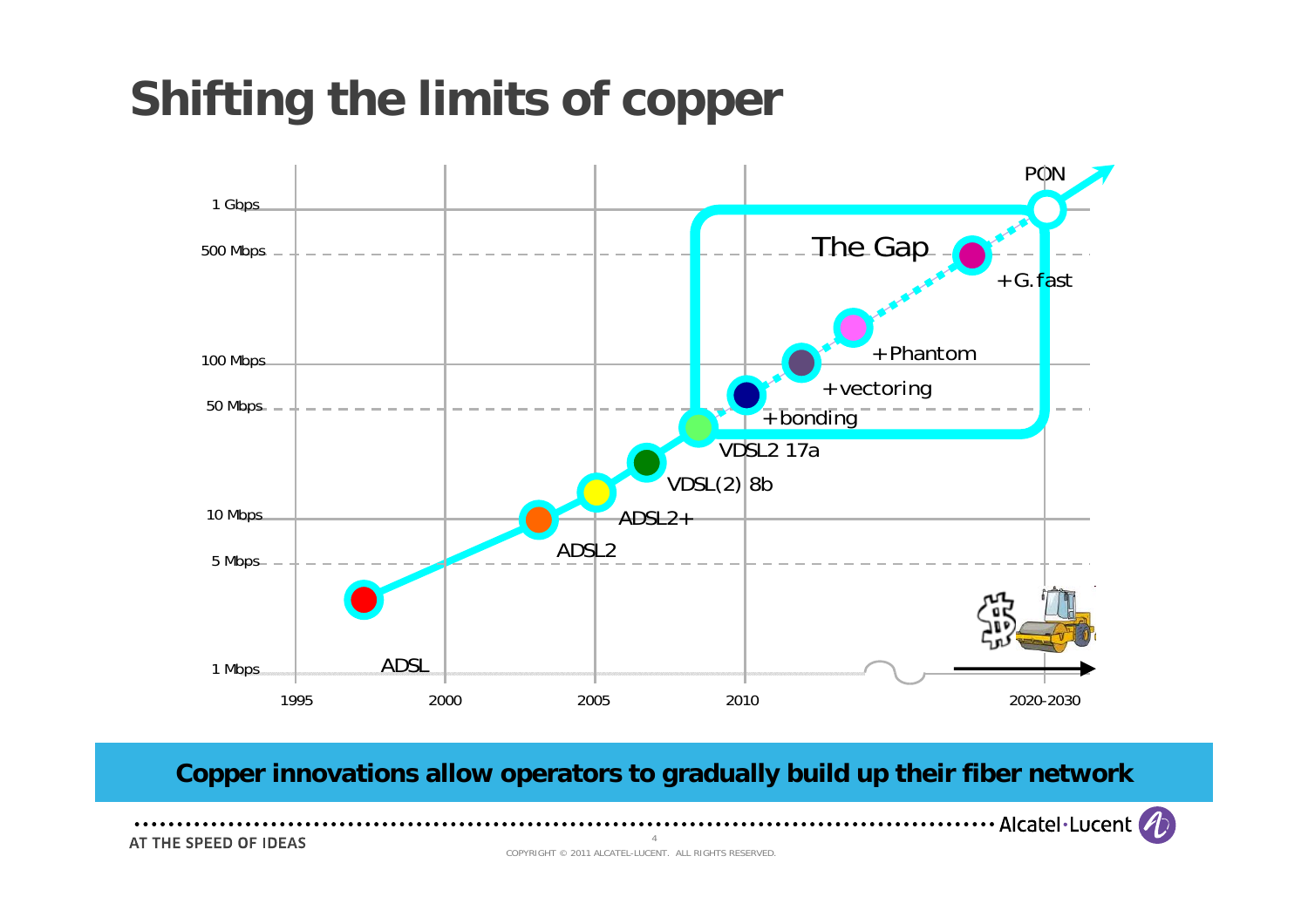# Shifting the limits of copper

1 Gbps
500 Mbps
100 Mbps
50 Mbps
10 Mbps
5 Mbps
1 Mbps

1995 2000 2005 2010 2020-2030

ADSL
ADSL2
ADSL2+
VDSL(2) 8b
VDSL2 17a
+bonding
+vectoring
+Phantom
+G.fast
PON
The Gap

**Copper innovations allow operators to gradually build up their fiber network**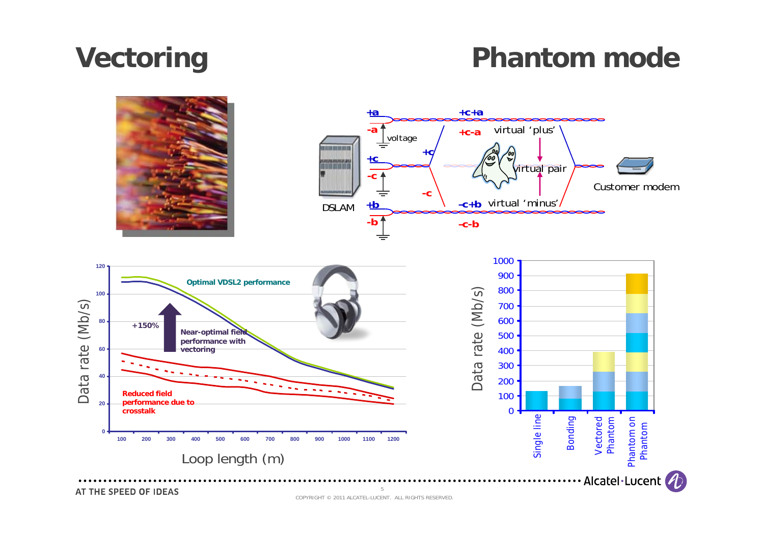# Vectoring

# Phantom mode

+a

-a

voltage

+c

-c

+b

-b

DSLAM

+c

-c

+c+a

+c-a

virtual 'plus'

virtual pair

-c+b

virtual 'minus'

-c-b

Customer modem

Optimal VDSL2 performance

+150%

Near-optimal field performance with vectoring

Reduced field performance due to crosstalk

Data rate (Mb/s)

Loop length (m)

Data rate (Mb/s)

Single line

Bonding

Vectored Phantom

Phantom on Phantom

AT THE SPEED OF IDEAS

COPYRIGHT © 2011 ALCATEL-LUCENT. ALL RIGHTS RESERVED.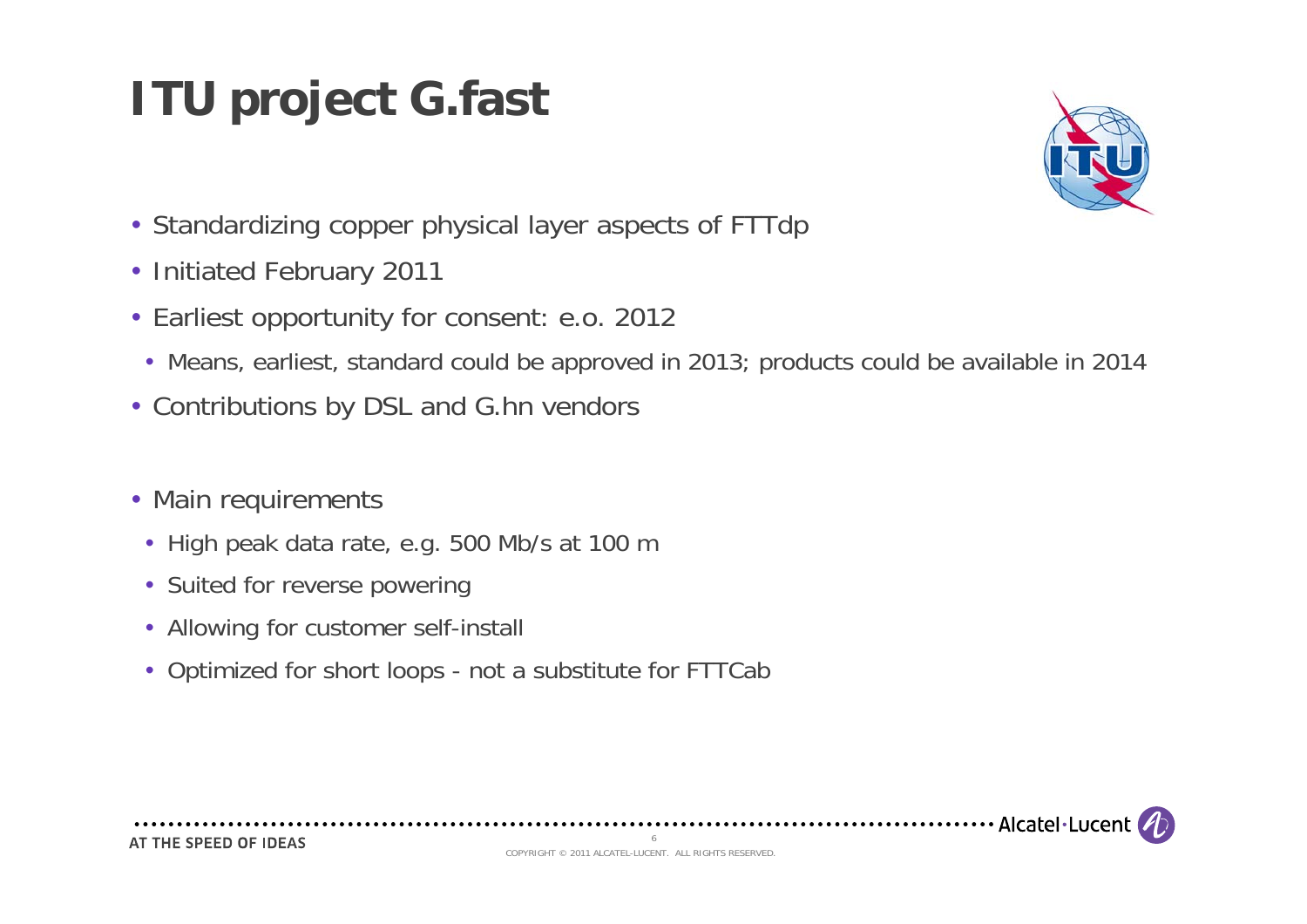# ITU project G.fast

- Standardizing copper physical layer aspects of FTTdp
- Initiated February 2011
- Earliest opportunity for consent: e.o. 2012
  - Means, earliest, standard could be approved in 2013; products could be available in 2014
- Contributions by DSL and G.hn vendors

- Main requirements
  - High peak data rate, e.g. 500 Mb/s at 100 m
  - Suited for reverse powering
  - Allowing for customer self-install
  - Optimized for short loops - not a substitute for FTTCab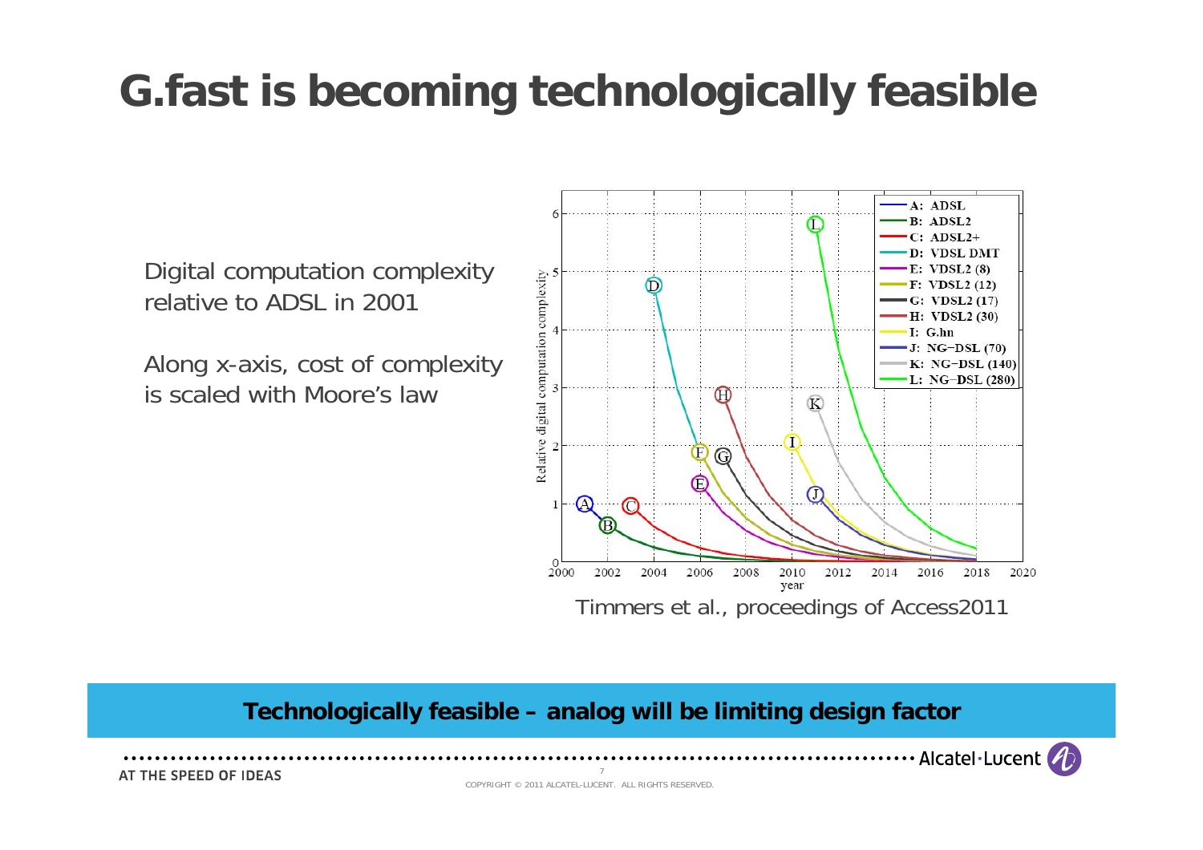# G.fast is becoming technologically feasible

Digital computation complexity relative to ADSL in 2001

Along x-axis, cost of complexity is scaled with Moore's law

Timmers et al., proceedings of Access2011

**Technologically feasible – analog will be limiting design factor**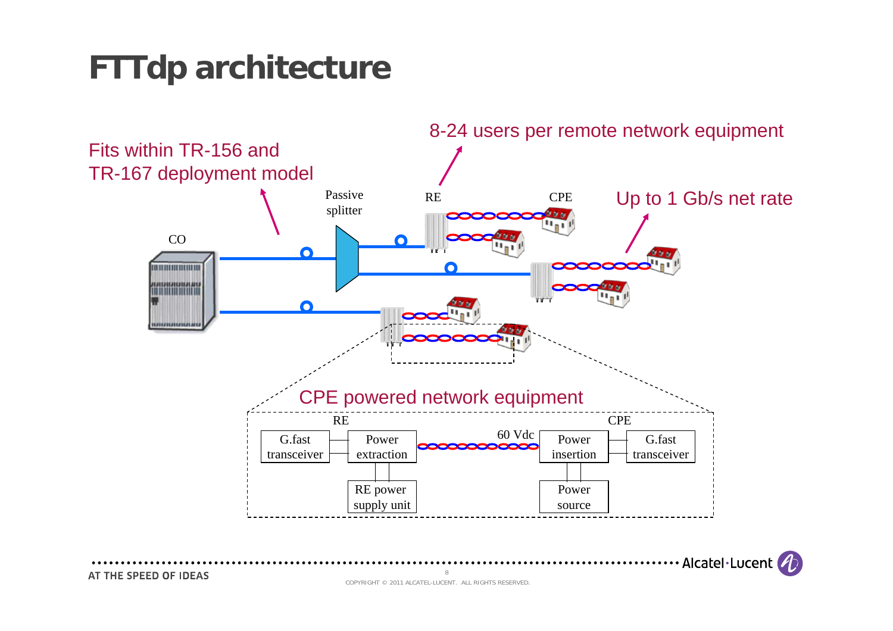# FTTdp architecture

Fits within TR-156 and TR-167 deployment model

8-24 users per remote network equipment

Up to 1 Gb/s net rate

CO

Passive splitter

RE

CPE

CPE powered network equipment

RE

CPE

G.fast transceiver

Power extraction

RE power supply unit

60 Vdc

Power insertion

G.fast transceiver

Power source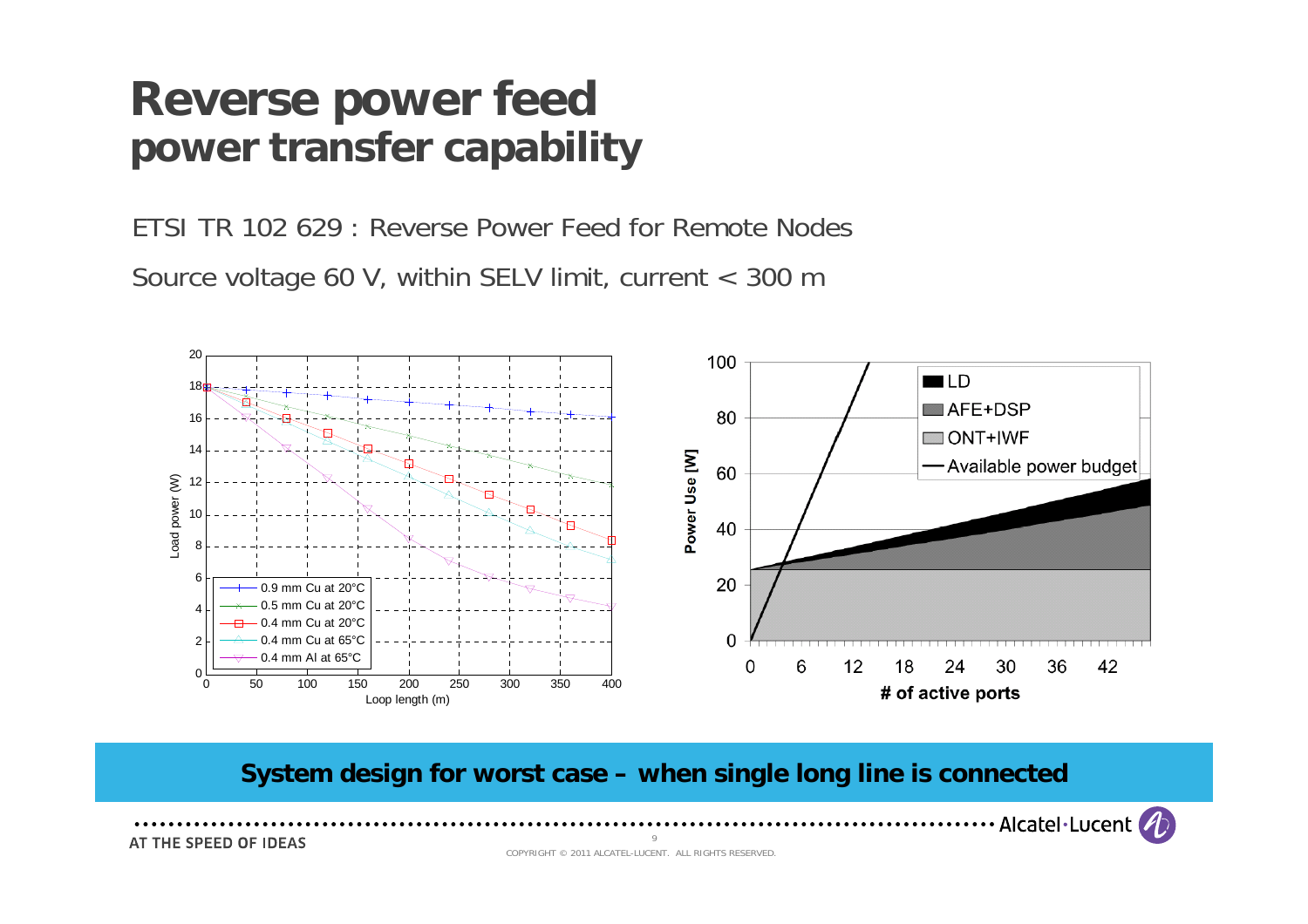# Reverse power feed
## power transfer capability

ETSI TR 102 629 : Reverse Power Feed for Remote Nodes

Source voltage 60 V, within SELV limit, current < 300 m

**System design for worst case – when single long line is connected**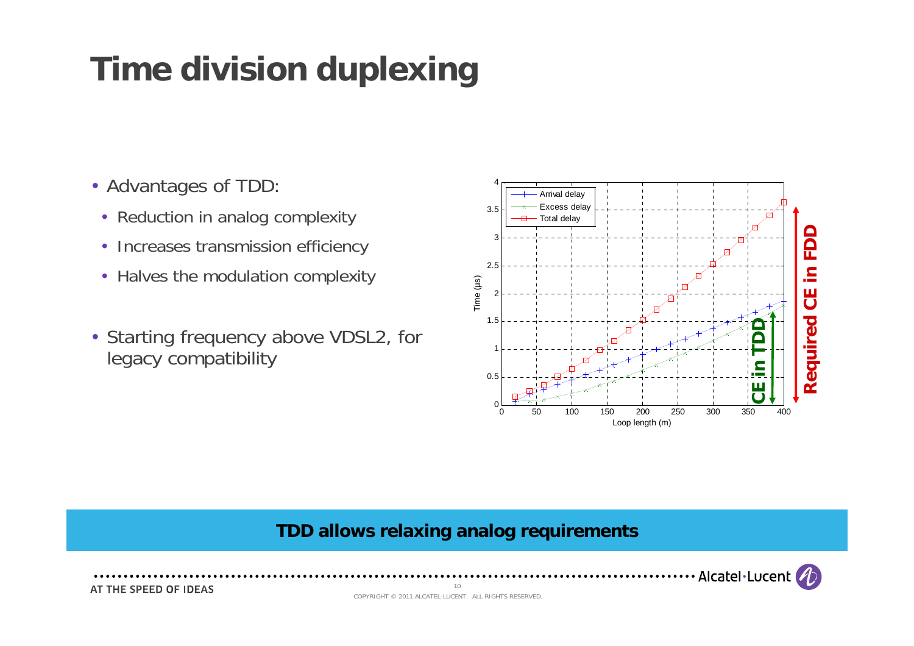# Time division duplexing

- Advantages of TDD:
  - Reduction in analog complexity
  - Increases transmission efficiency
  - Halves the modulation complexity
- Starting frequency above VDSL2, for legacy compatibility

**TDD allows relaxing analog requirements**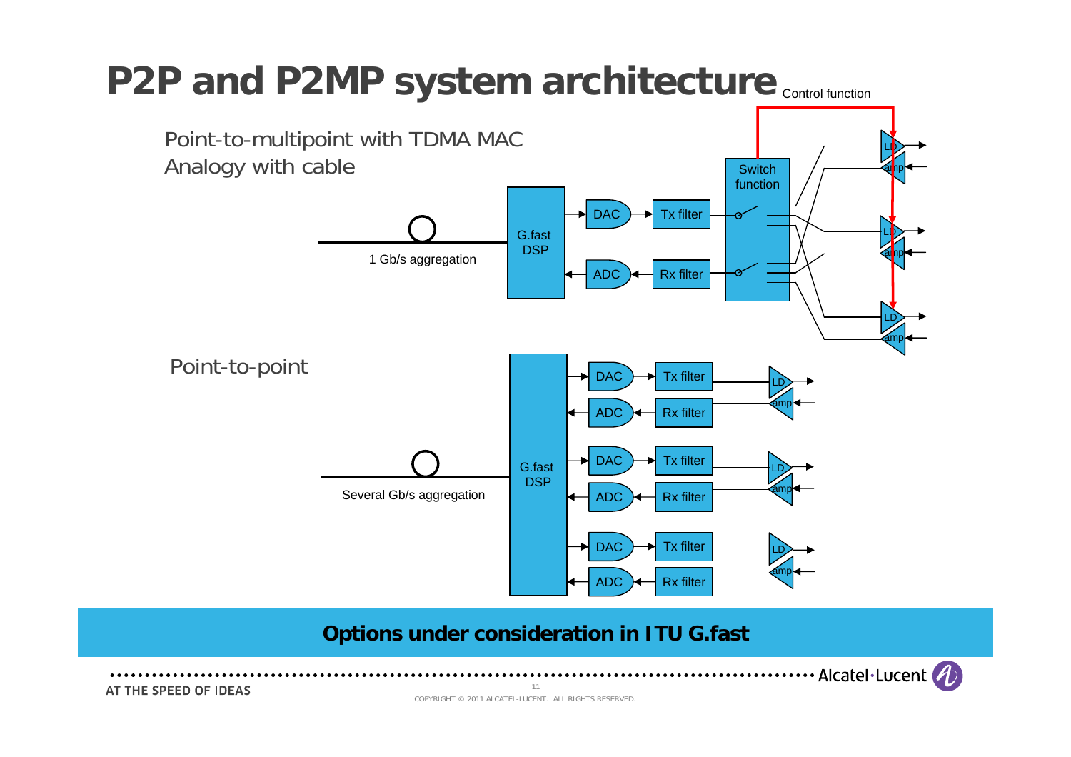# P2P and P2MP system architecture

Control function

Point-to-multipoint with TDMA MAC
Analogy with cable

1 Gb/s aggregation

G.fast DSP

DAC

ADC

Tx filter

Rx filter

Switch function

LD

amp

Point-to-point

Several Gb/s aggregation

G.fast DSP

DAC

ADC

Tx filter

Rx filter

LD

amp

**Options under consideration in ITU G.fast**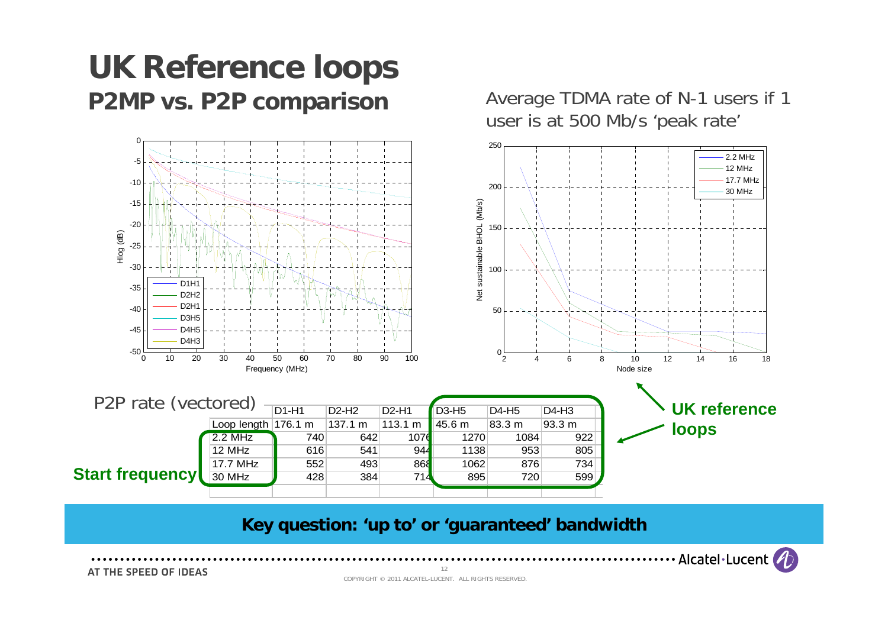# UK Reference loops

## P2MP vs. P2P comparison

Average TDMA rate of N-1 users if 1 user is at 500 Mb/s 'peak rate'

P2P rate (vectored)

| | D1-H1 | D2-H2 | D2-H1 | D3-H5 | D4-H5 | D4-H3 |
|---|---|---|---|---|---|---|
| Loop length | 176.1 m | 137.1 m | 113.1 m | 45.6 m | 83.3 m | 93.3 m |
| 2.2 MHz | 740 | 642 | 1076 | 1270 | 1084 | 922 |
| 12 MHz | 616 | 541 | 944 | 1138 | 953 | 805 |
| 17.7 MHz | 552 | 493 | 868 | 1062 | 876 | 734 |
| 30 MHz | 428 | 384 | 714 | 895 | 720 | 599 |

**Start frequency**

**UK reference loops**

**Key question: 'up to' or 'guaranteed' bandwidth**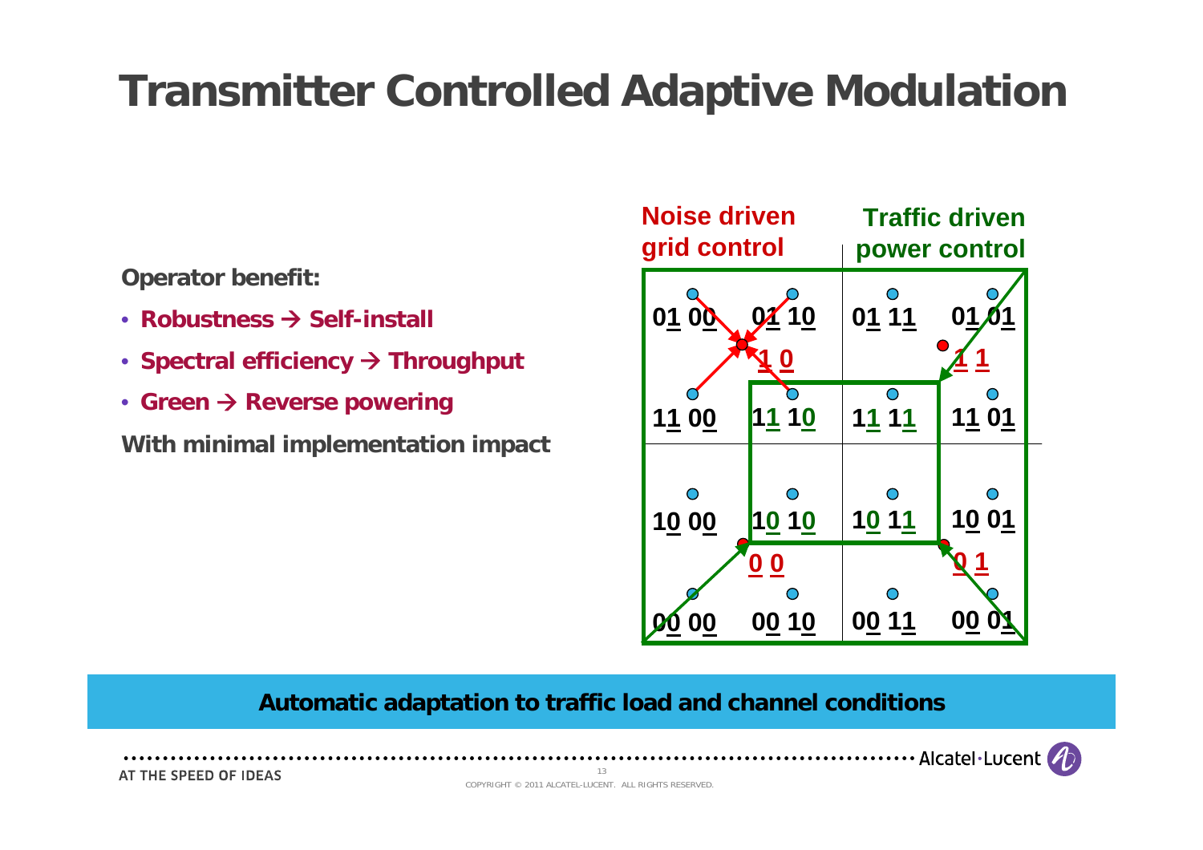# Transmitter Controlled Adaptive Modulation

**Operator benefit:**

- **Robustness → Self-install**
- **Spectral efficiency → Throughput**
- **Green → Reverse powering**

**With minimal implementation impact**

**Noise driven grid control** | **Traffic driven power control**

| | | | |
|---|---|---|---|
| 01 00 | 01 10 | 01 11 | 01 01 |
| | 1 0 | | 1 1 |
| 11 00 | 11 10 | 11 11 | 11 01 |
| 10 00 | 10 10 | 10 11 | 10 01 |
| | 0 0 | | 0 1 |
| 00 00 | 00 10 | 00 11 | 00 01 |

**Automatic adaptation to traffic load and channel conditions**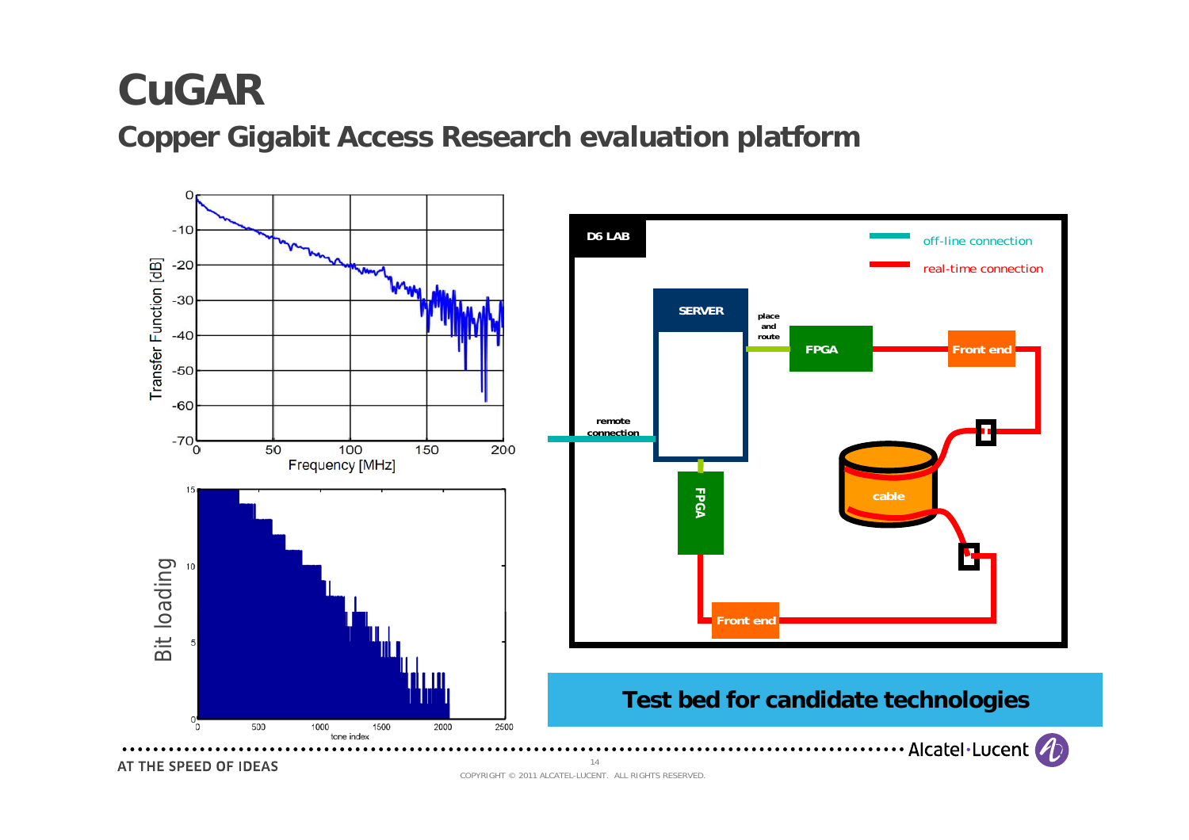# CuGAR

## Copper Gigabit Access Research evaluation platform

**Test bed for candidate technologies**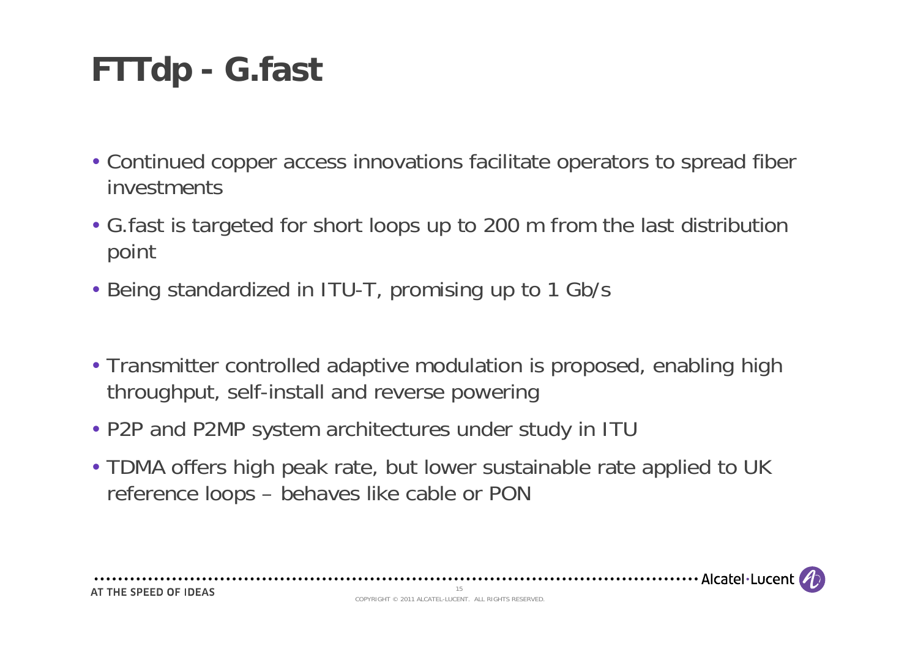# FTTdp - G.fast

- Continued copper access innovations facilitate operators to spread fiber investments
- G.fast is targeted for short loops up to 200 m from the last distribution point
- Being standardized in ITU-T, promising up to 1 Gb/s

- Transmitter controlled adaptive modulation is proposed, enabling high throughput, self-install and reverse powering
- P2P and P2MP system architectures under study in ITU
- TDMA offers high peak rate, but lower sustainable rate applied to UK reference loops – behaves like cable or PON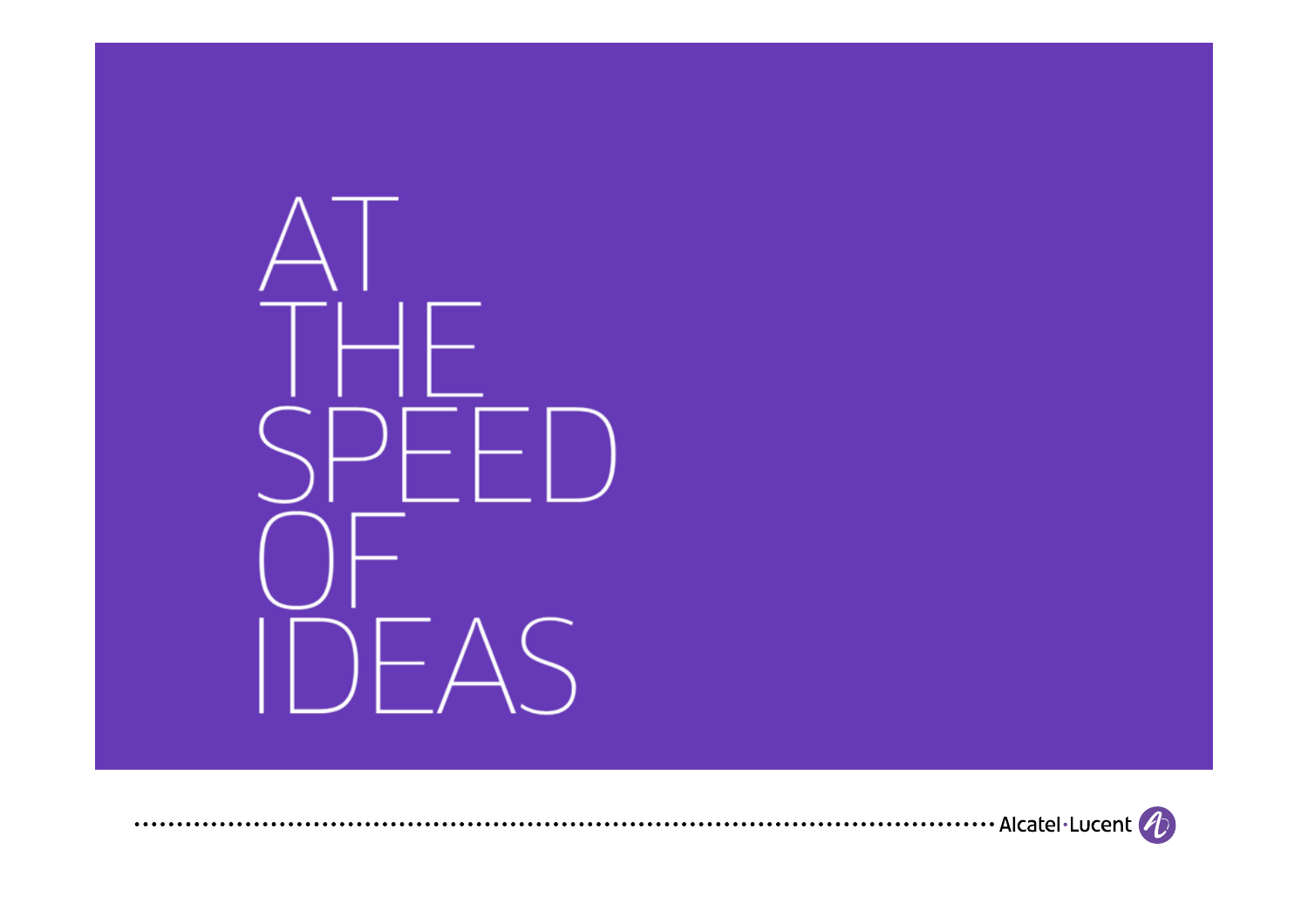AT THE SPEED OF IDEAS